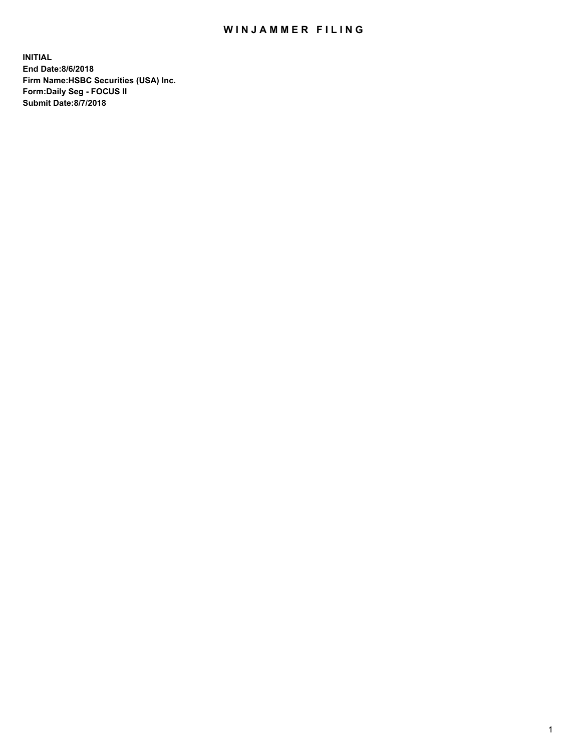# WINJAMMER FILING

**INITIAL**
**End Date:8/6/2018**
**Firm Name:HSBC Securities (USA) Inc.**
**Form:Daily Seg - FOCUS II**
**Submit Date:8/7/2018**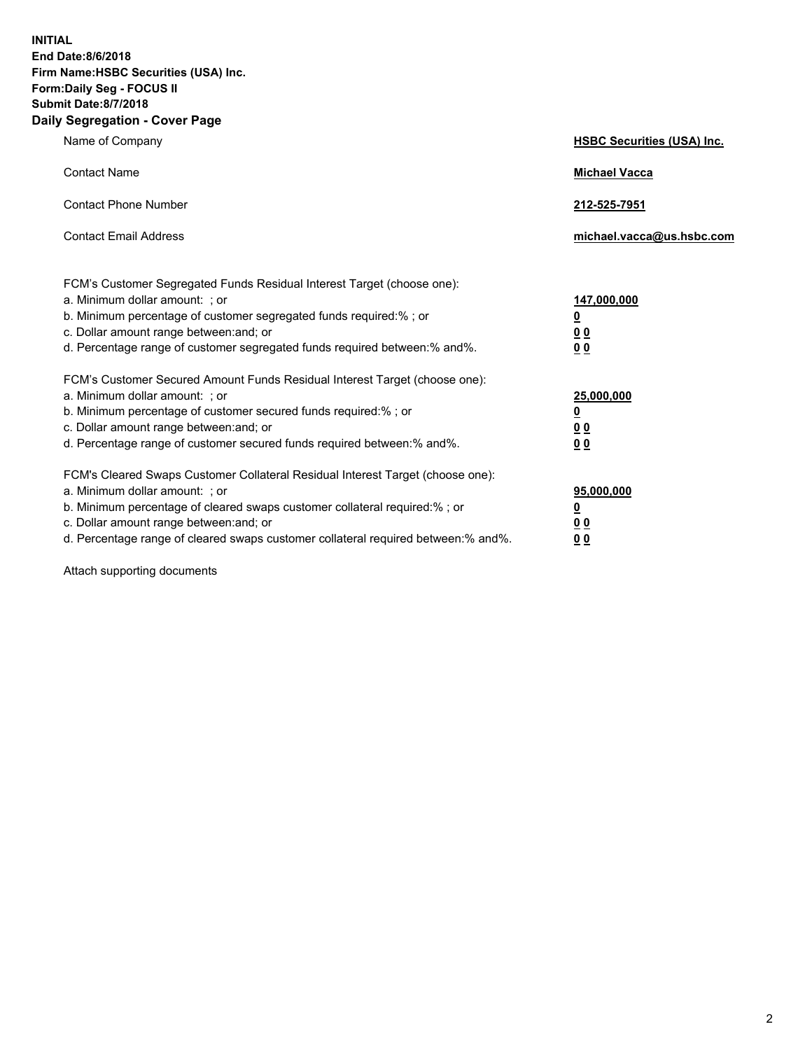**INITIAL**
**End Date:8/6/2018**
**Firm Name:HSBC Securities (USA) Inc.**
**Form:Daily Seg - FOCUS II**
**Submit Date:8/7/2018**

## Daily Segregation - Cover Page

| | |
|---|---|
| Name of Company | **HSBC Securities (USA) Inc.** |
| Contact Name | **Michael Vacca** |
| Contact Phone Number | **212-525-7951** |
| Contact Email Address | **michael.vacca@us.hsbc.com** |

| | |
|---|---|
| FCM's Customer Segregated Funds Residual Interest Target (choose one): | |
| a. Minimum dollar amount: ; or | **147,000,000** |
| b. Minimum percentage of customer segregated funds required:% ; or | **0** |
| c. Dollar amount range between:and; or | **0 0** |
| d. Percentage range of customer segregated funds required between:% and%. | **0 0** |
| FCM's Customer Secured Amount Funds Residual Interest Target (choose one): | |
| a. Minimum dollar amount: ; or | **25,000,000** |
| b. Minimum percentage of customer secured funds required:% ; or | **0** |
| c. Dollar amount range between:and; or | **0 0** |
| d. Percentage range of customer secured funds required between:% and%. | **0 0** |
| FCM's Cleared Swaps Customer Collateral Residual Interest Target (choose one): | |
| a. Minimum dollar amount: ; or | **95,000,000** |
| b. Minimum percentage of cleared swaps customer collateral required:% ; or | **0** |
| c. Dollar amount range between:and; or | **0 0** |
| d. Percentage range of cleared swaps customer collateral required between:% and%. | **0 0** |

Attach supporting documents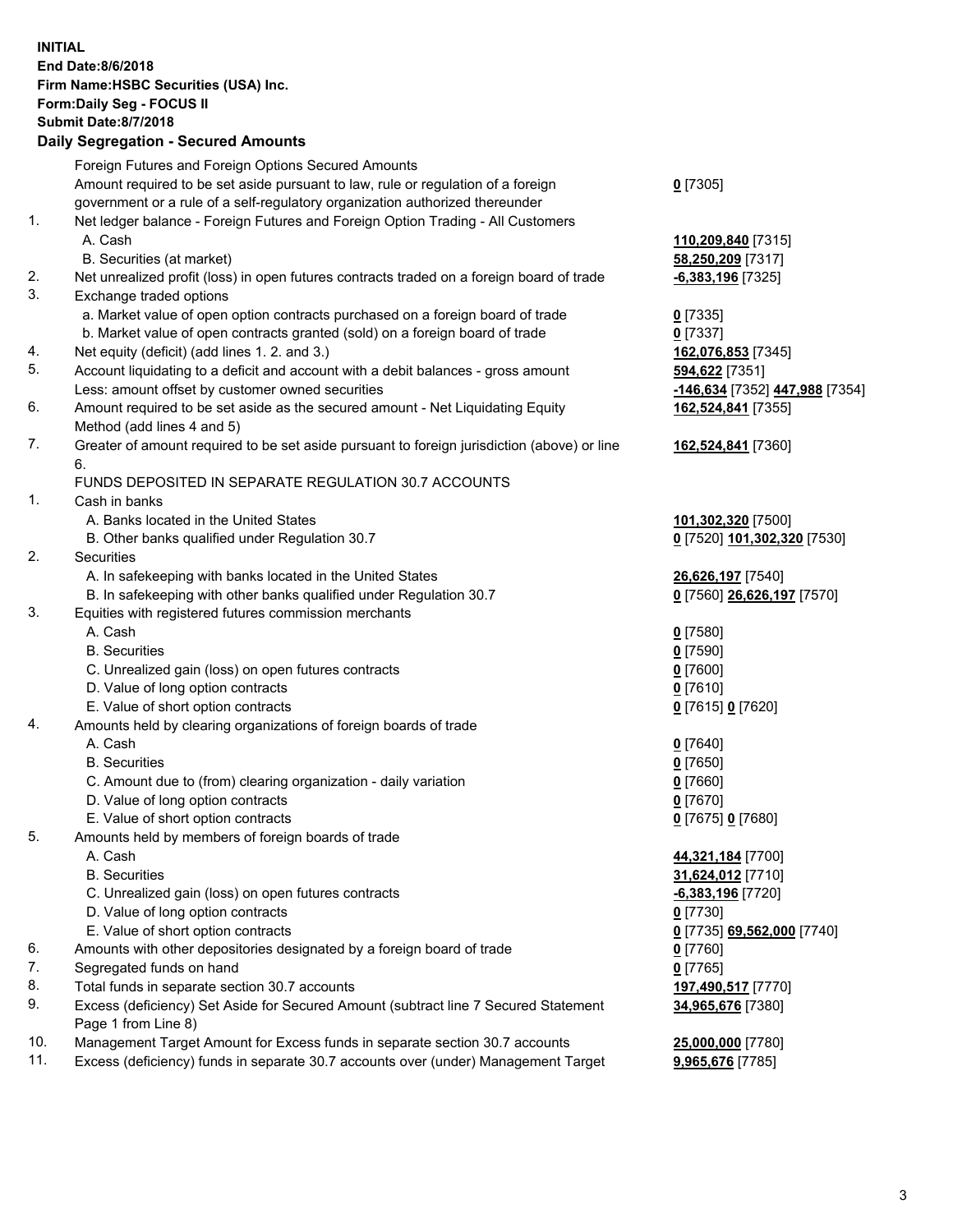**INITIAL**
**End Date:8/6/2018**
**Firm Name:HSBC Securities (USA) Inc.**
**Form:Daily Seg - FOCUS II**
**Submit Date:8/7/2018**
**Daily Segregation - Secured Amounts**

| | | |
|---|---|---|
| | Foreign Futures and Foreign Options Secured Amounts | |
| | Amount required to be set aside pursuant to law, rule or regulation of a foreign government or a rule of a self-regulatory organization authorized thereunder | **0** [7305] |
| 1. | Net ledger balance - Foreign Futures and Foreign Option Trading - All Customers | |
| | A. Cash | **110,209,840** [7315] |
| | B. Securities (at market) | **58,250,209** [7317] |
| 2. | Net unrealized profit (loss) in open futures contracts traded on a foreign board of trade | **-6,383,196** [7325] |
| 3. | Exchange traded options | |
| | a. Market value of open option contracts purchased on a foreign board of trade | **0** [7335] |
| | b. Market value of open contracts granted (sold) on a foreign board of trade | **0** [7337] |
| 4. | Net equity (deficit) (add lines 1. 2. and 3.) | **162,076,853** [7345] |
| 5. | Account liquidating to a deficit and account with a debit balances - gross amount | **594,622** [7351] |
| | Less: amount offset by customer owned securities | **-146,634** [7352] **447,988** [7354] |
| 6. | Amount required to be set aside as the secured amount - Net Liquidating Equity Method (add lines 4 and 5) | **162,524,841** [7355] |
| 7. | Greater of amount required to be set aside pursuant to foreign jurisdiction (above) or line 6. | **162,524,841** [7360] |
| | FUNDS DEPOSITED IN SEPARATE REGULATION 30.7 ACCOUNTS | |
| 1. | Cash in banks | |
| | A. Banks located in the United States | **101,302,320** [7500] |
| | B. Other banks qualified under Regulation 30.7 | **0** [7520] **101,302,320** [7530] |
| 2. | Securities | |
| | A. In safekeeping with banks located in the United States | **26,626,197** [7540] |
| | B. In safekeeping with other banks qualified under Regulation 30.7 | **0** [7560] **26,626,197** [7570] |
| 3. | Equities with registered futures commission merchants | |
| | A. Cash | **0** [7580] |
| | B. Securities | **0** [7590] |
| | C. Unrealized gain (loss) on open futures contracts | **0** [7600] |
| | D. Value of long option contracts | **0** [7610] |
| | E. Value of short option contracts | **0** [7615] **0** [7620] |
| 4. | Amounts held by clearing organizations of foreign boards of trade | |
| | A. Cash | **0** [7640] |
| | B. Securities | **0** [7650] |
| | C. Amount due to (from) clearing organization - daily variation | **0** [7660] |
| | D. Value of long option contracts | **0** [7670] |
| | E. Value of short option contracts | **0** [7675] **0** [7680] |
| 5. | Amounts held by members of foreign boards of trade | |
| | A. Cash | **44,321,184** [7700] |
| | B. Securities | **31,624,012** [7710] |
| | C. Unrealized gain (loss) on open futures contracts | **-6,383,196** [7720] |
| | D. Value of long option contracts | **0** [7730] |
| | E. Value of short option contracts | **0** [7735] **69,562,000** [7740] |
| 6. | Amounts with other depositories designated by a foreign board of trade | **0** [7760] |
| 7. | Segregated funds on hand | **0** [7765] |
| 8. | Total funds in separate section 30.7 accounts | **197,490,517** [7770] |
| 9. | Excess (deficiency) Set Aside for Secured Amount (subtract line 7 Secured Statement Page 1 from Line 8) | **34,965,676** [7380] |
| 10. | Management Target Amount for Excess funds in separate section 30.7 accounts | **25,000,000** [7780] |
| 11. | Excess (deficiency) funds in separate 30.7 accounts over (under) Management Target | **9,965,676** [7785] |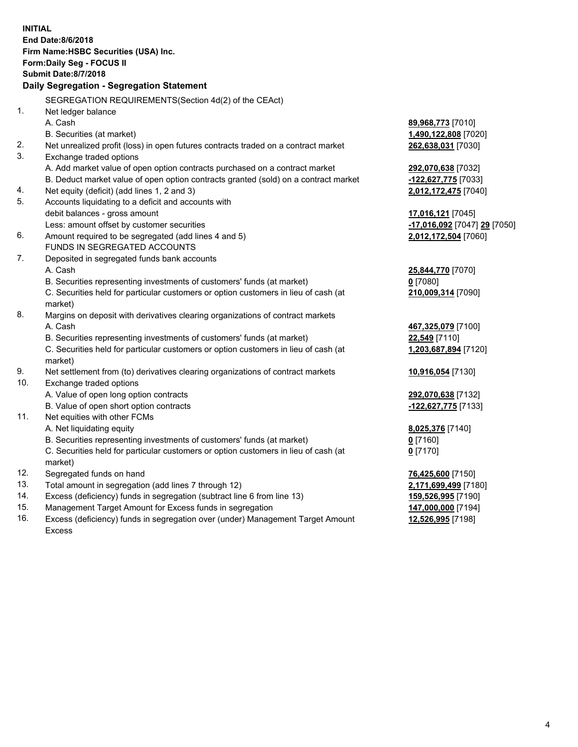**INITIAL**
**End Date:8/6/2018**
**Firm Name:HSBC Securities (USA) Inc.**
**Form:Daily Seg - FOCUS II**
**Submit Date:8/7/2018**

**Daily Segregation - Segregation Statement**

SEGREGATION REQUIREMENTS(Section 4d(2) of the CEAct)

| | | |
|---|---|---|
| 1. | Net ledger balance | |
| | A. Cash | **89,968,773** [7010] |
| | B. Securities (at market) | **1,490,122,808** [7020] |
| 2. | Net unrealized profit (loss) in open futures contracts traded on a contract market | **262,638,031** [7030] |
| 3. | Exchange traded options | |
| | A. Add market value of open option contracts purchased on a contract market | **292,070,638** [7032] |
| | B. Deduct market value of open option contracts granted (sold) on a contract market | **-122,627,775** [7033] |
| 4. | Net equity (deficit) (add lines 1, 2 and 3) | **2,012,172,475** [7040] |
| 5. | Accounts liquidating to a deficit and accounts with debit balances - gross amount | **17,016,121** [7045] |
| | Less: amount offset by customer securities | **-17,016,092** [7047] **29** [7050] |
| 6. | Amount required to be segregated (add lines 4 and 5) | **2,012,172,504** [7060] |
| | FUNDS IN SEGREGATED ACCOUNTS | |
| 7. | Deposited in segregated funds bank accounts | |
| | A. Cash | **25,844,770** [7070] |
| | B. Securities representing investments of customers' funds (at market) | **0** [7080] |
| | C. Securities held for particular customers or option customers in lieu of cash (at market) | **210,009,314** [7090] |
| 8. | Margins on deposit with derivatives clearing organizations of contract markets | |
| | A. Cash | **467,325,079** [7100] |
| | B. Securities representing investments of customers' funds (at market) | **22,549** [7110] |
| | C. Securities held for particular customers or option customers in lieu of cash (at market) | **1,203,687,894** [7120] |
| 9. | Net settlement from (to) derivatives clearing organizations of contract markets | **10,916,054** [7130] |
| 10. | Exchange traded options | |
| | A. Value of open long option contracts | **292,070,638** [7132] |
| | B. Value of open short option contracts | **-122,627,775** [7133] |
| 11. | Net equities with other FCMs | |
| | A. Net liquidating equity | **8,025,376** [7140] |
| | B. Securities representing investments of customers' funds (at market) | **0** [7160] |
| | C. Securities held for particular customers or option customers in lieu of cash (at market) | **0** [7170] |
| 12. | Segregated funds on hand | **76,425,600** [7150] |
| 13. | Total amount in segregation (add lines 7 through 12) | **2,171,699,499** [7180] |
| 14. | Excess (deficiency) funds in segregation (subtract line 6 from line 13) | **159,526,995** [7190] |
| 15. | Management Target Amount for Excess funds in segregation | **147,000,000** [7194] |
| 16. | Excess (deficiency) funds in segregation over (under) Management Target Amount Excess | **12,526,995** [7198] |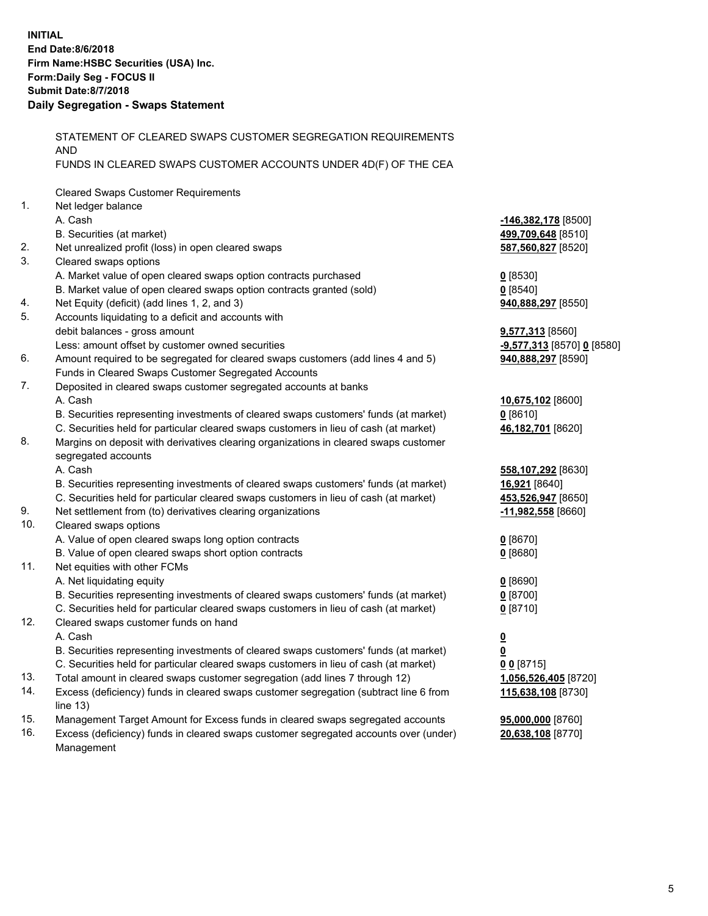**INITIAL**
**End Date:8/6/2018**
**Firm Name:HSBC Securities (USA) Inc.**
**Form:Daily Seg - FOCUS II**
**Submit Date:8/7/2018**
**Daily Segregation - Swaps Statement**

STATEMENT OF CLEARED SWAPS CUSTOMER SEGREGATION REQUIREMENTS AND
FUNDS IN CLEARED SWAPS CUSTOMER ACCOUNTS UNDER 4D(F) OF THE CEA

| | | |
|---|---|---|
| | Cleared Swaps Customer Requirements | |
| 1. | Net ledger balance | |
| | A. Cash | **-146,382,178** [8500] |
| | B. Securities (at market) | **499,709,648** [8510] |
| 2. | Net unrealized profit (loss) in open cleared swaps | **587,560,827** [8520] |
| 3. | Cleared swaps options | |
| | A. Market value of open cleared swaps option contracts purchased | **0** [8530] |
| | B. Market value of open cleared swaps option contracts granted (sold) | **0** [8540] |
| 4. | Net Equity (deficit) (add lines 1, 2, and 3) | **940,888,297** [8550] |
| 5. | Accounts liquidating to a deficit and accounts with | |
| | debit balances - gross amount | **9,577,313** [8560] |
| | Less: amount offset by customer owned securities | **-9,577,313** [8570] **0** [8580] |
| 6. | Amount required to be segregated for cleared swaps customers (add lines 4 and 5) | **940,888,297** [8590] |
| | Funds in Cleared Swaps Customer Segregated Accounts | |
| 7. | Deposited in cleared swaps customer segregated accounts at banks | |
| | A. Cash | **10,675,102** [8600] |
| | B. Securities representing investments of cleared swaps customers' funds (at market) | **0** [8610] |
| | C. Securities held for particular cleared swaps customers in lieu of cash (at market) | **46,182,701** [8620] |
| 8. | Margins on deposit with derivatives clearing organizations in cleared swaps customer segregated accounts | |
| | A. Cash | **558,107,292** [8630] |
| | B. Securities representing investments of cleared swaps customers' funds (at market) | **16,921** [8640] |
| | C. Securities held for particular cleared swaps customers in lieu of cash (at market) | **453,526,947** [8650] |
| 9. | Net settlement from (to) derivatives clearing organizations | **-11,982,558** [8660] |
| 10. | Cleared swaps options | |
| | A. Value of open cleared swaps long option contracts | **0** [8670] |
| | B. Value of open cleared swaps short option contracts | **0** [8680] |
| 11. | Net equities with other FCMs | |
| | A. Net liquidating equity | **0** [8690] |
| | B. Securities representing investments of cleared swaps customers' funds (at market) | **0** [8700] |
| | C. Securities held for particular cleared swaps customers in lieu of cash (at market) | **0** [8710] |
| 12. | Cleared swaps customer funds on hand | |
| | A. Cash | **0** |
| | B. Securities representing investments of cleared swaps customers' funds (at market) | **0** |
| | C. Securities held for particular cleared swaps customers in lieu of cash (at market) | **0** **0** [8715] |
| 13. | Total amount in cleared swaps customer segregation (add lines 7 through 12) | **1,056,526,405** [8720] |
| 14. | Excess (deficiency) funds in cleared swaps customer segregation (subtract line 6 from line 13) | **115,638,108** [8730] |
| 15. | Management Target Amount for Excess funds in cleared swaps segregated accounts | **95,000,000** [8760] |
| 16. | Excess (deficiency) funds in cleared swaps customer segregated accounts over (under) Management | **20,638,108** [8770] |